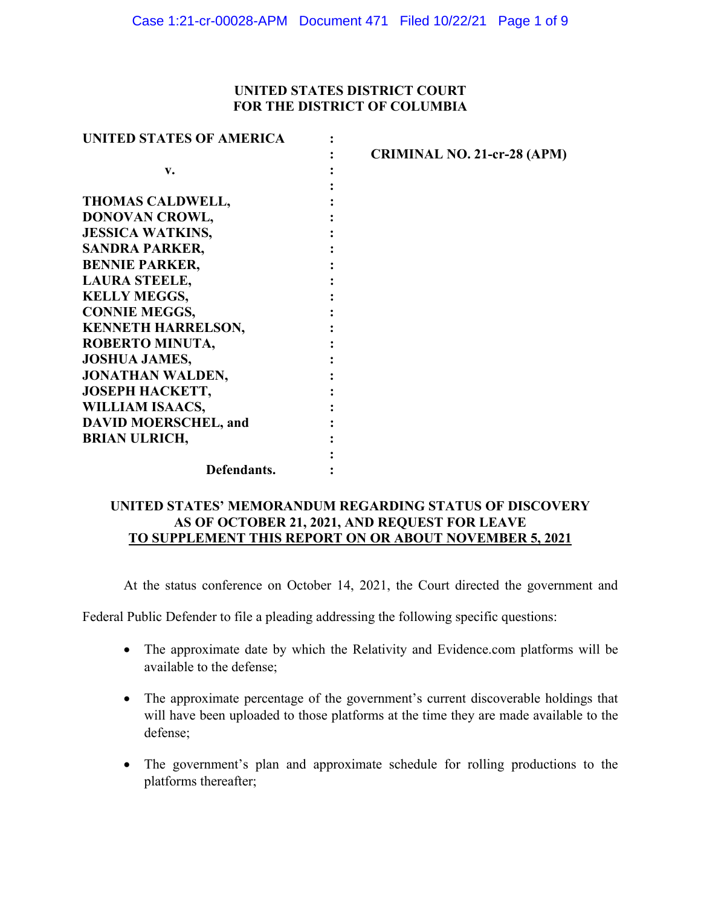# UNITED STATES DISTRICT COURT
# FOR THE DISTRICT OF COLUMBIA

| | | |
|---|---|---|
| **UNITED STATES OF AMERICA** | : | |
| | : | **CRIMINAL NO. 21-cr-28 (APM)** |
| **v.** | : | |
| | : | |
| **THOMAS CALDWELL,** | : | |
| **DONOVAN CROWL,** | : | |
| **JESSICA WATKINS,** | : | |
| **SANDRA PARKER,** | : | |
| **BENNIE PARKER,** | : | |
| **LAURA STEELE,** | : | |
| **KELLY MEGGS,** | : | |
| **CONNIE MEGGS,** | : | |
| **KENNETH HARRELSON,** | : | |
| **ROBERTO MINUTA,** | : | |
| **JOSHUA JAMES,** | : | |
| **JONATHAN WALDEN,** | : | |
| **JOSEPH HACKETT,** | : | |
| **WILLIAM ISAACS,** | : | |
| **DAVID MOERSCHEL, and** | : | |
| **BRIAN ULRICH,** | : | |
| | : | |
| **Defendants.** | : | |

## UNITED STATES' MEMORANDUM REGARDING STATUS OF DISCOVERY AS OF OCTOBER 21, 2021, AND REQUEST FOR LEAVE TO SUPPLEMENT THIS REPORT ON OR ABOUT NOVEMBER 5, 2021

At the status conference on October 14, 2021, the Court directed the government and Federal Public Defender to file a pleading addressing the following specific questions:

- The approximate date by which the Relativity and Evidence.com platforms will be available to the defense;
- The approximate percentage of the government's current discoverable holdings that will have been uploaded to those platforms at the time they are made available to the defense;
- The government's plan and approximate schedule for rolling productions to the platforms thereafter;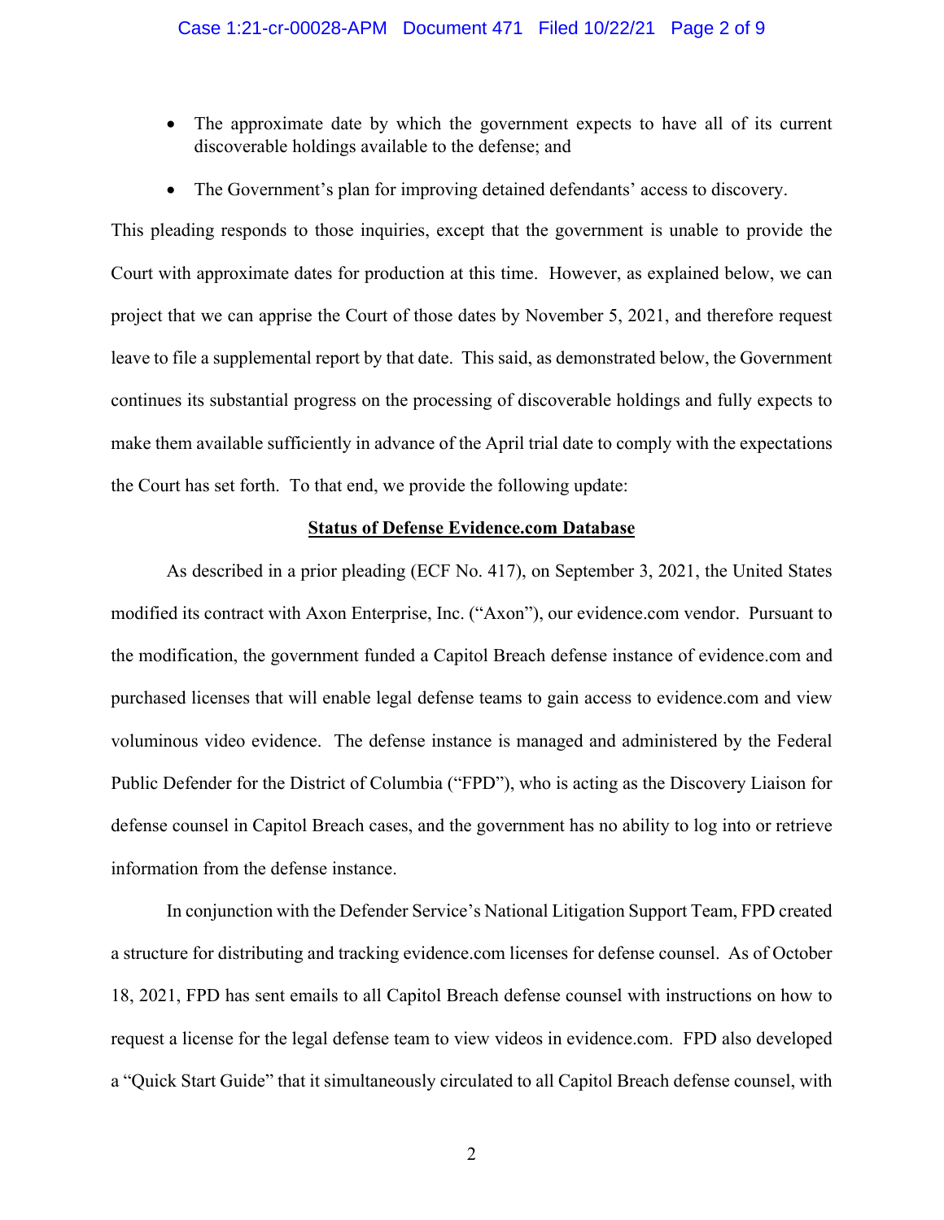- The approximate date by which the government expects to have all of its current discoverable holdings available to the defense; and
- The Government's plan for improving detained defendants' access to discovery.

This pleading responds to those inquiries, except that the government is unable to provide the Court with approximate dates for production at this time. However, as explained below, we can project that we can apprise the Court of those dates by November 5, 2021, and therefore request leave to file a supplemental report by that date. This said, as demonstrated below, the Government continues its substantial progress on the processing of discoverable holdings and fully expects to make them available sufficiently in advance of the April trial date to comply with the expectations the Court has set forth. To that end, we provide the following update:

**Status of Defense Evidence.com Database**

As described in a prior pleading (ECF No. 417), on September 3, 2021, the United States modified its contract with Axon Enterprise, Inc. ("Axon"), our evidence.com vendor. Pursuant to the modification, the government funded a Capitol Breach defense instance of evidence.com and purchased licenses that will enable legal defense teams to gain access to evidence.com and view voluminous video evidence. The defense instance is managed and administered by the Federal Public Defender for the District of Columbia ("FPD"), who is acting as the Discovery Liaison for defense counsel in Capitol Breach cases, and the government has no ability to log into or retrieve information from the defense instance.

In conjunction with the Defender Service's National Litigation Support Team, FPD created a structure for distributing and tracking evidence.com licenses for defense counsel. As of October 18, 2021, FPD has sent emails to all Capitol Breach defense counsel with instructions on how to request a license for the legal defense team to view videos in evidence.com. FPD also developed a "Quick Start Guide" that it simultaneously circulated to all Capitol Breach defense counsel, with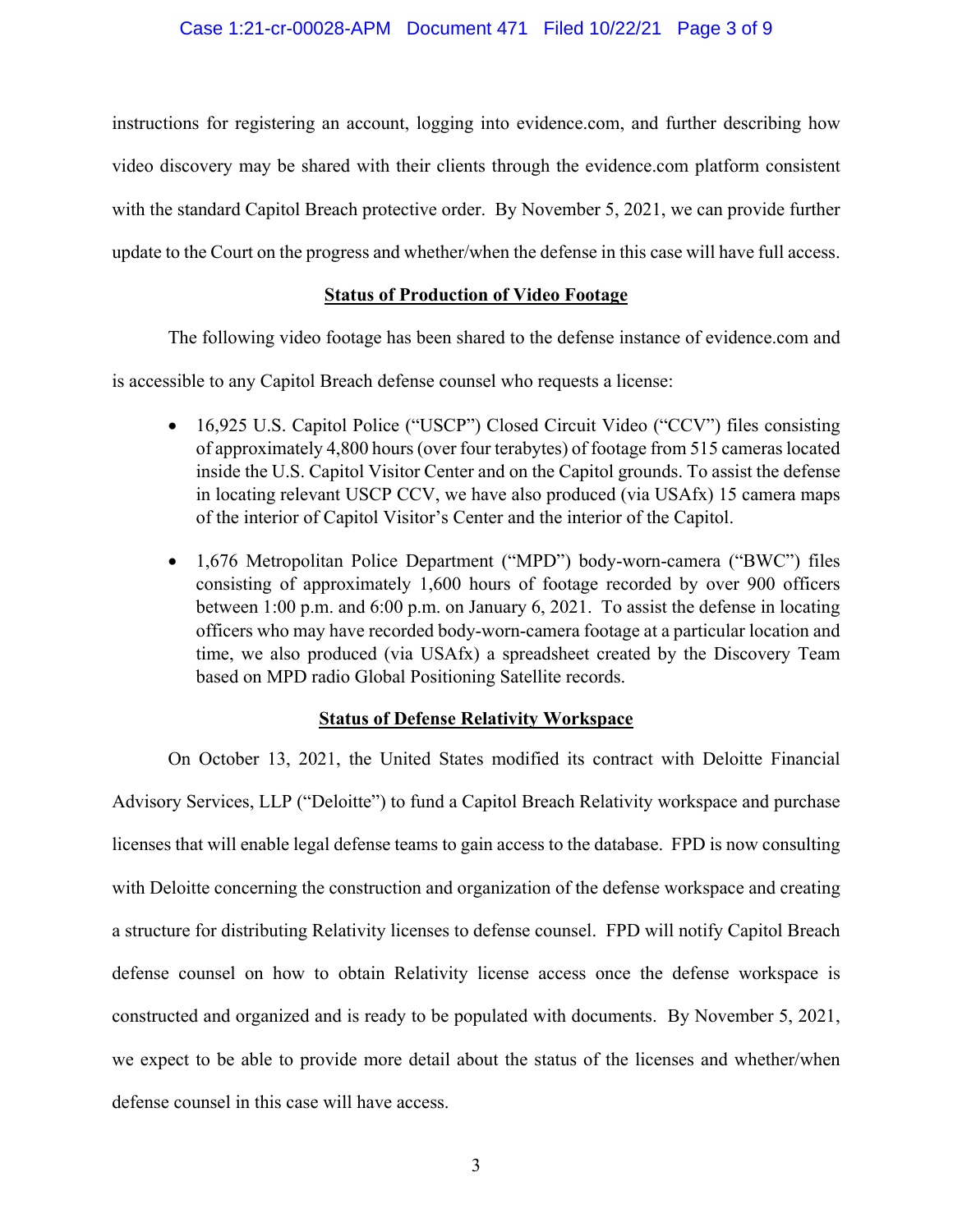instructions for registering an account, logging into evidence.com, and further describing how video discovery may be shared with their clients through the evidence.com platform consistent with the standard Capitol Breach protective order. By November 5, 2021, we can provide further update to the Court on the progress and whether/when the defense in this case will have full access.

**Status of Production of Video Footage**

The following video footage has been shared to the defense instance of evidence.com and is accessible to any Capitol Breach defense counsel who requests a license:

- 16,925 U.S. Capitol Police ("USCP") Closed Circuit Video ("CCV") files consisting of approximately 4,800 hours (over four terabytes) of footage from 515 cameras located inside the U.S. Capitol Visitor Center and on the Capitol grounds. To assist the defense in locating relevant USCP CCV, we have also produced (via USAfx) 15 camera maps of the interior of Capitol Visitor's Center and the interior of the Capitol.
- 1,676 Metropolitan Police Department ("MPD") body-worn-camera ("BWC") files consisting of approximately 1,600 hours of footage recorded by over 900 officers between 1:00 p.m. and 6:00 p.m. on January 6, 2021. To assist the defense in locating officers who may have recorded body-worn-camera footage at a particular location and time, we also produced (via USAfx) a spreadsheet created by the Discovery Team based on MPD radio Global Positioning Satellite records.

**Status of Defense Relativity Workspace**

On October 13, 2021, the United States modified its contract with Deloitte Financial Advisory Services, LLP ("Deloitte") to fund a Capitol Breach Relativity workspace and purchase licenses that will enable legal defense teams to gain access to the database. FPD is now consulting with Deloitte concerning the construction and organization of the defense workspace and creating a structure for distributing Relativity licenses to defense counsel. FPD will notify Capitol Breach defense counsel on how to obtain Relativity license access once the defense workspace is constructed and organized and is ready to be populated with documents. By November 5, 2021, we expect to be able to provide more detail about the status of the licenses and whether/when defense counsel in this case will have access.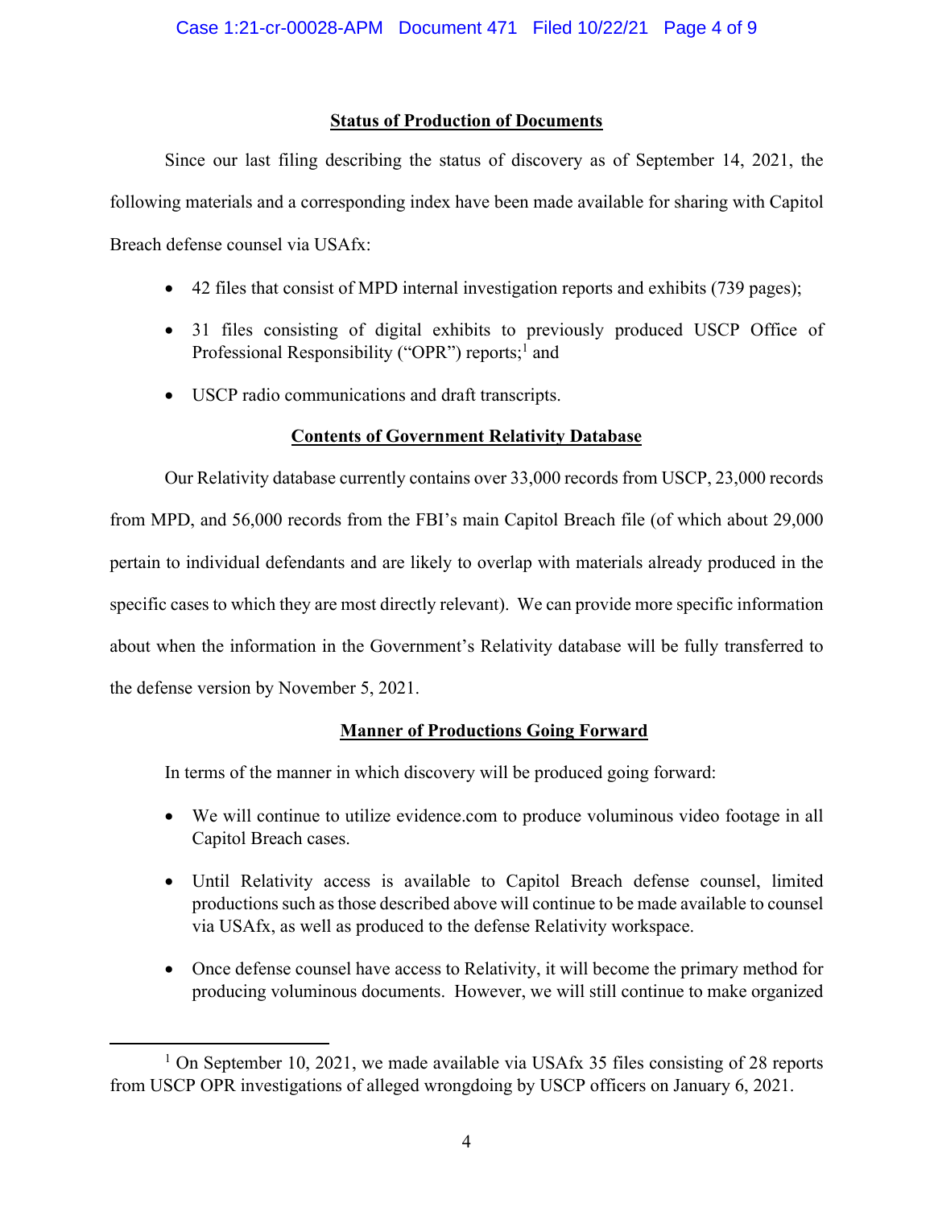**Status of Production of Documents**

Since our last filing describing the status of discovery as of September 14, 2021, the following materials and a corresponding index have been made available for sharing with Capitol Breach defense counsel via USAfx:

- 42 files that consist of MPD internal investigation reports and exhibits (739 pages);
- 31 files consisting of digital exhibits to previously produced USCP Office of Professional Responsibility ("OPR") reports;[1] and
- USCP radio communications and draft transcripts.

**Contents of Government Relativity Database**

Our Relativity database currently contains over 33,000 records from USCP, 23,000 records from MPD, and 56,000 records from the FBI's main Capitol Breach file (of which about 29,000 pertain to individual defendants and are likely to overlap with materials already produced in the specific cases to which they are most directly relevant). We can provide more specific information about when the information in the Government's Relativity database will be fully transferred to the defense version by November 5, 2021.

**Manner of Productions Going Forward**

In terms of the manner in which discovery will be produced going forward:

- We will continue to utilize evidence.com to produce voluminous video footage in all Capitol Breach cases.
- Until Relativity access is available to Capitol Breach defense counsel, limited productions such as those described above will continue to be made available to counsel via USAfx, as well as produced to the defense Relativity workspace.
- Once defense counsel have access to Relativity, it will become the primary method for producing voluminous documents. However, we will still continue to make organized

[1] On September 10, 2021, we made available via USAfx 35 files consisting of 28 reports from USCP OPR investigations of alleged wrongdoing by USCP officers on January 6, 2021.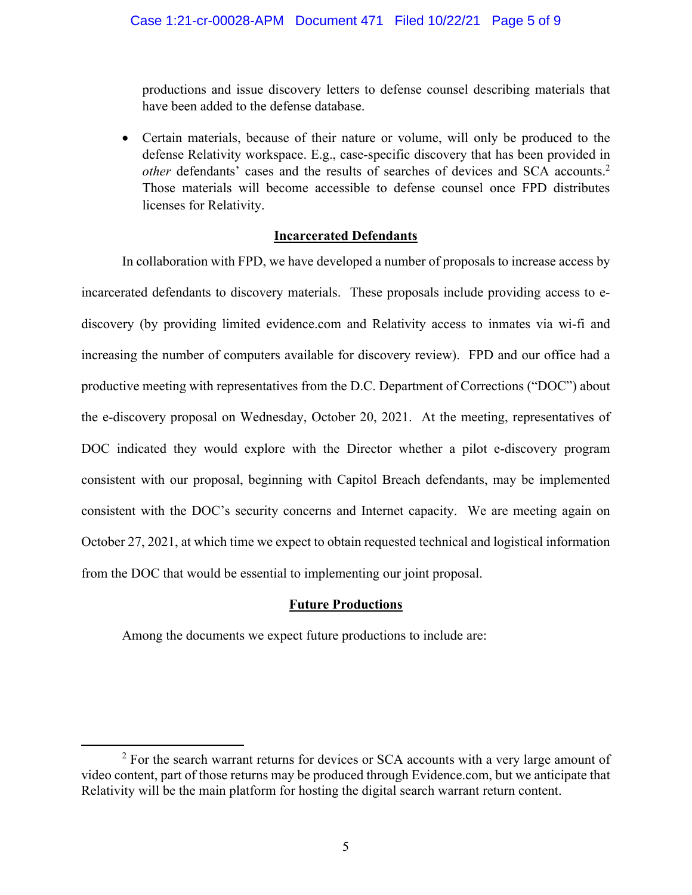productions and issue discovery letters to defense counsel describing materials that have been added to the defense database.

- Certain materials, because of their nature or volume, will only be produced to the defense Relativity workspace. E.g., case-specific discovery that has been provided in *other* defendants' cases and the results of searches of devices and SCA accounts.[2] Those materials will become accessible to defense counsel once FPD distributes licenses for Relativity.

**Incarcerated Defendants**

In collaboration with FPD, we have developed a number of proposals to increase access by incarcerated defendants to discovery materials. These proposals include providing access to e-discovery (by providing limited evidence.com and Relativity access to inmates via wi-fi and increasing the number of computers available for discovery review). FPD and our office had a productive meeting with representatives from the D.C. Department of Corrections ("DOC") about the e-discovery proposal on Wednesday, October 20, 2021. At the meeting, representatives of DOC indicated they would explore with the Director whether a pilot e-discovery program consistent with our proposal, beginning with Capitol Breach defendants, may be implemented consistent with the DOC's security concerns and Internet capacity. We are meeting again on October 27, 2021, at which time we expect to obtain requested technical and logistical information from the DOC that would be essential to implementing our joint proposal.

**Future Productions**

Among the documents we expect future productions to include are:

[2] For the search warrant returns for devices or SCA accounts with a very large amount of video content, part of those returns may be produced through Evidence.com, but we anticipate that Relativity will be the main platform for hosting the digital search warrant return content.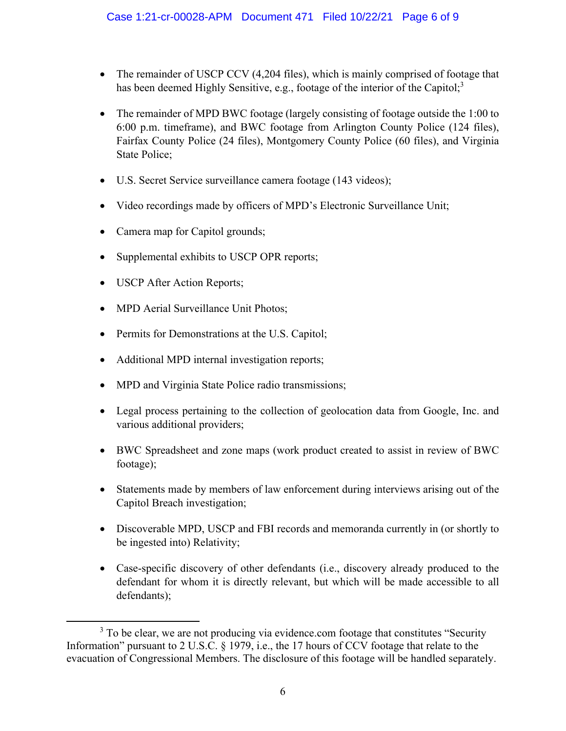- The remainder of USCP CCV (4,204 files), which is mainly comprised of footage that has been deemed Highly Sensitive, e.g., footage of the interior of the Capitol;[3]

- The remainder of MPD BWC footage (largely consisting of footage outside the 1:00 to 6:00 p.m. timeframe), and BWC footage from Arlington County Police (124 files), Fairfax County Police (24 files), Montgomery County Police (60 files), and Virginia State Police;

- U.S. Secret Service surveillance camera footage (143 videos);

- Video recordings made by officers of MPD's Electronic Surveillance Unit;

- Camera map for Capitol grounds;

- Supplemental exhibits to USCP OPR reports;

- USCP After Action Reports;

- MPD Aerial Surveillance Unit Photos;

- Permits for Demonstrations at the U.S. Capitol;

- Additional MPD internal investigation reports;

- MPD and Virginia State Police radio transmissions;

- Legal process pertaining to the collection of geolocation data from Google, Inc. and various additional providers;

- BWC Spreadsheet and zone maps (work product created to assist in review of BWC footage);

- Statements made by members of law enforcement during interviews arising out of the Capitol Breach investigation;

- Discoverable MPD, USCP and FBI records and memoranda currently in (or shortly to be ingested into) Relativity;

- Case-specific discovery of other defendants (i.e., discovery already produced to the defendant for whom it is directly relevant, but which will be made accessible to all defendants);

---

[3] To be clear, we are not producing via evidence.com footage that constitutes "Security Information" pursuant to 2 U.S.C. § 1979, i.e., the 17 hours of CCV footage that relate to the evacuation of Congressional Members. The disclosure of this footage will be handled separately.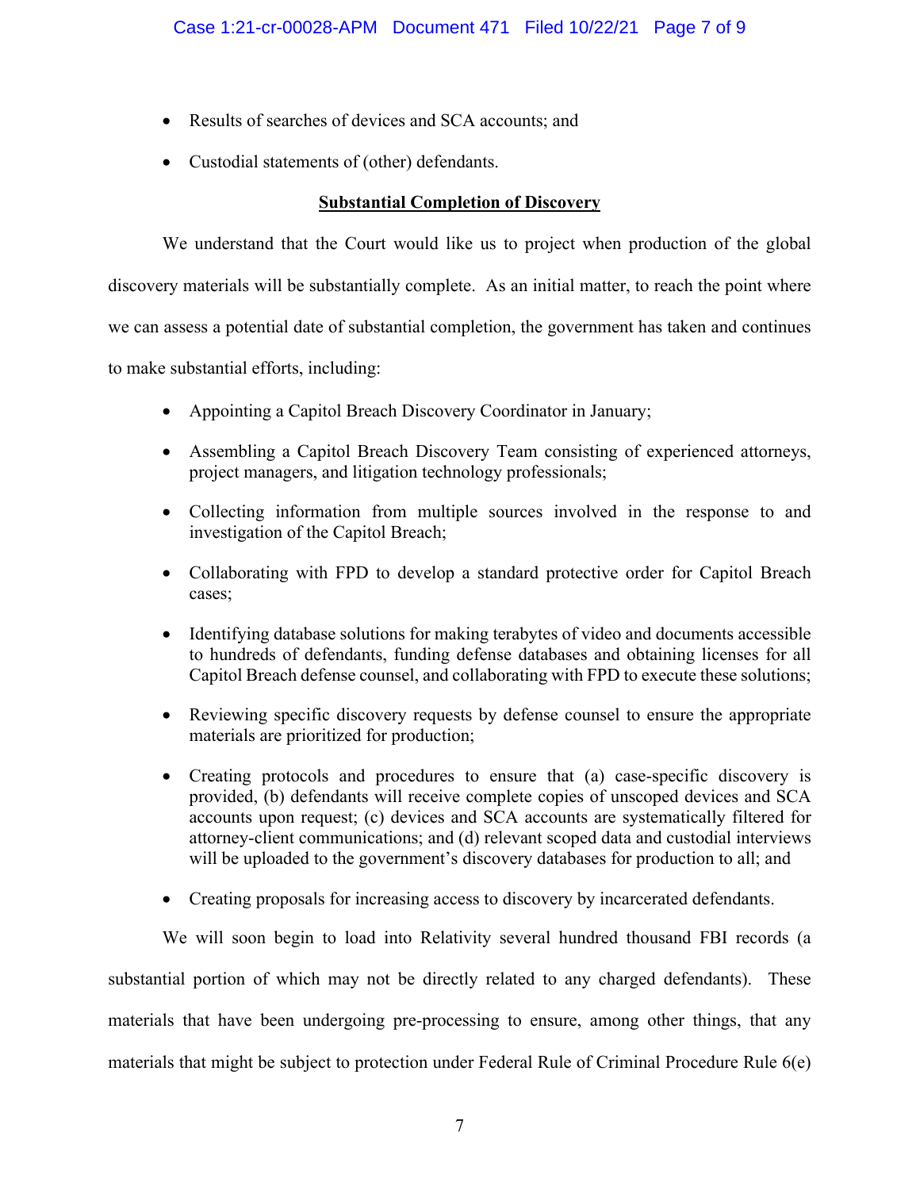- Results of searches of devices and SCA accounts; and
- Custodial statements of (other) defendants.

**Substantial Completion of Discovery**

We understand that the Court would like us to project when production of the global discovery materials will be substantially complete. As an initial matter, to reach the point where we can assess a potential date of substantial completion, the government has taken and continues to make substantial efforts, including:

- Appointing a Capitol Breach Discovery Coordinator in January;
- Assembling a Capitol Breach Discovery Team consisting of experienced attorneys, project managers, and litigation technology professionals;
- Collecting information from multiple sources involved in the response to and investigation of the Capitol Breach;
- Collaborating with FPD to develop a standard protective order for Capitol Breach cases;
- Identifying database solutions for making terabytes of video and documents accessible to hundreds of defendants, funding defense databases and obtaining licenses for all Capitol Breach defense counsel, and collaborating with FPD to execute these solutions;
- Reviewing specific discovery requests by defense counsel to ensure the appropriate materials are prioritized for production;
- Creating protocols and procedures to ensure that (a) case-specific discovery is provided, (b) defendants will receive complete copies of unscoped devices and SCA accounts upon request; (c) devices and SCA accounts are systematically filtered for attorney-client communications; and (d) relevant scoped data and custodial interviews will be uploaded to the government's discovery databases for production to all; and
- Creating proposals for increasing access to discovery by incarcerated defendants.

We will soon begin to load into Relativity several hundred thousand FBI records (a substantial portion of which may not be directly related to any charged defendants). These materials that have been undergoing pre-processing to ensure, among other things, that any materials that might be subject to protection under Federal Rule of Criminal Procedure Rule 6(e)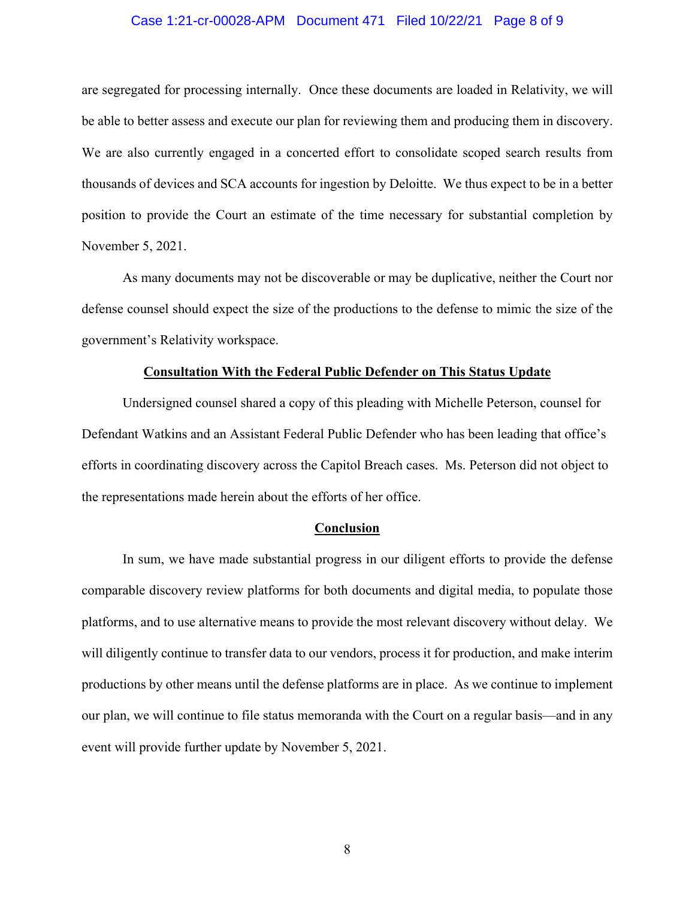are segregated for processing internally. Once these documents are loaded in Relativity, we will be able to better assess and execute our plan for reviewing them and producing them in discovery. We are also currently engaged in a concerted effort to consolidate scoped search results from thousands of devices and SCA accounts for ingestion by Deloitte. We thus expect to be in a better position to provide the Court an estimate of the time necessary for substantial completion by November 5, 2021.

As many documents may not be discoverable or may be duplicative, neither the Court nor defense counsel should expect the size of the productions to the defense to mimic the size of the government's Relativity workspace.

**Consultation With the Federal Public Defender on This Status Update**

Undersigned counsel shared a copy of this pleading with Michelle Peterson, counsel for Defendant Watkins and an Assistant Federal Public Defender who has been leading that office's efforts in coordinating discovery across the Capitol Breach cases. Ms. Peterson did not object to the representations made herein about the efforts of her office.

**Conclusion**

In sum, we have made substantial progress in our diligent efforts to provide the defense comparable discovery review platforms for both documents and digital media, to populate those platforms, and to use alternative means to provide the most relevant discovery without delay. We will diligently continue to transfer data to our vendors, process it for production, and make interim productions by other means until the defense platforms are in place. As we continue to implement our plan, we will continue to file status memoranda with the Court on a regular basis—and in any event will provide further update by November 5, 2021.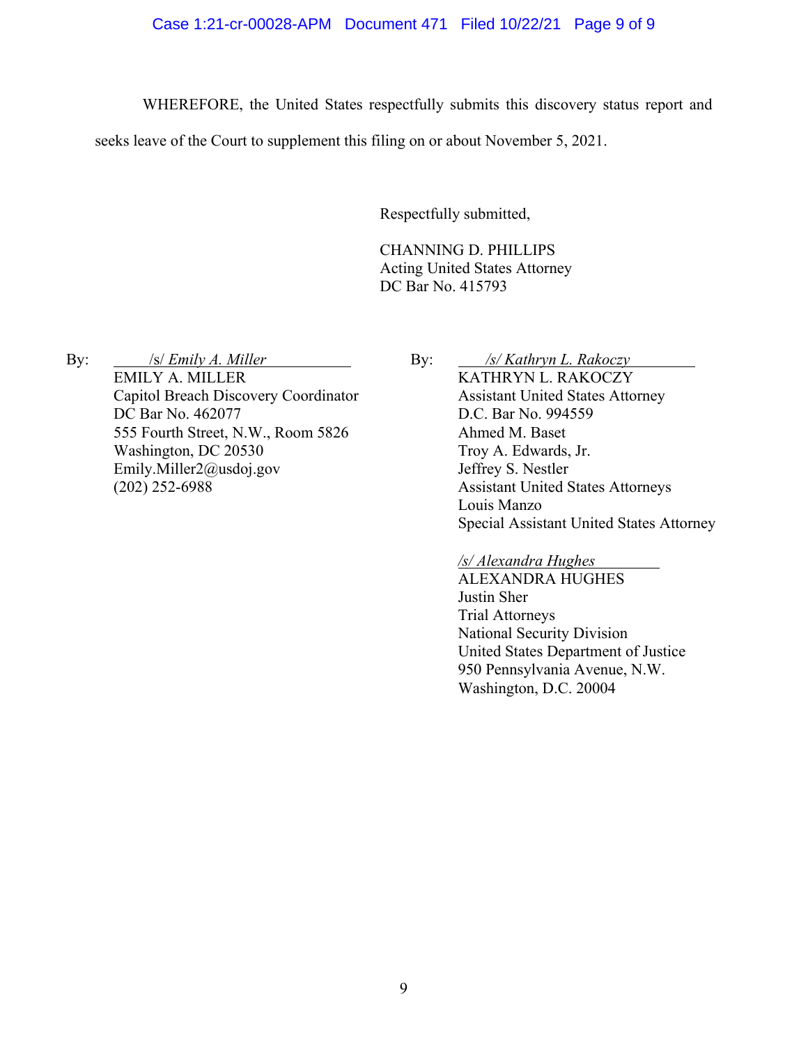WHEREFORE, the United States respectfully submits this discovery status report and seeks leave of the Court to supplement this filing on or about November 5, 2021.

Respectfully submitted,

CHANNING D. PHILLIPS
Acting United States Attorney
DC Bar No. 415793

By: /s/ *Emily A. Miller*
EMILY A. MILLER
Capitol Breach Discovery Coordinator
DC Bar No. 462077
555 Fourth Street, N.W., Room 5826
Washington, DC 20530
Emily.Miller2@usdoj.gov
(202) 252-6988

By: */s/ Kathryn L. Rakoczy*
KATHRYN L. RAKOCZY
Assistant United States Attorney
D.C. Bar No. 994559
Ahmed M. Baset
Troy A. Edwards, Jr.
Jeffrey S. Nestler
Assistant United States Attorneys
Louis Manzo
Special Assistant United States Attorney

*/s/ Alexandra Hughes*
ALEXANDRA HUGHES
Justin Sher
Trial Attorneys
National Security Division
United States Department of Justice
950 Pennsylvania Avenue, N.W.
Washington, D.C. 20004